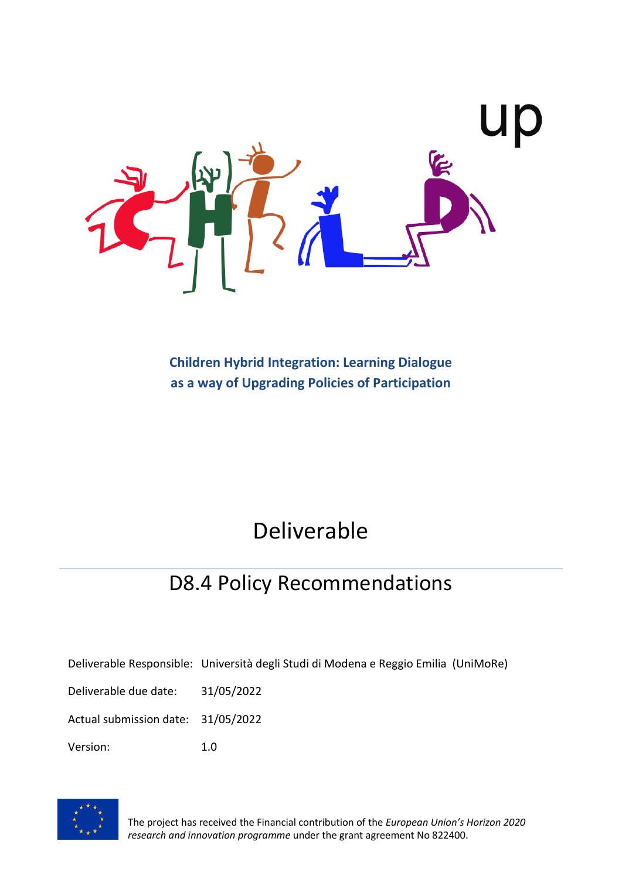Children Hybrid Integration: Learning Dialogue as a way of Upgrading Policies of Participation

# Deliverable

## D8.4 Policy Recommendations

Deliverable Responsible: Università degli Studi di Modena e Reggio Emilia (UniMoRe)

Deliverable due date: 31/05/2022

Actual submission date: 31/05/2022

Version: 1.0

The project has received the Financial contribution of the *European Union's Horizon 2020 research and innovation programme* under the grant agreement No 822400.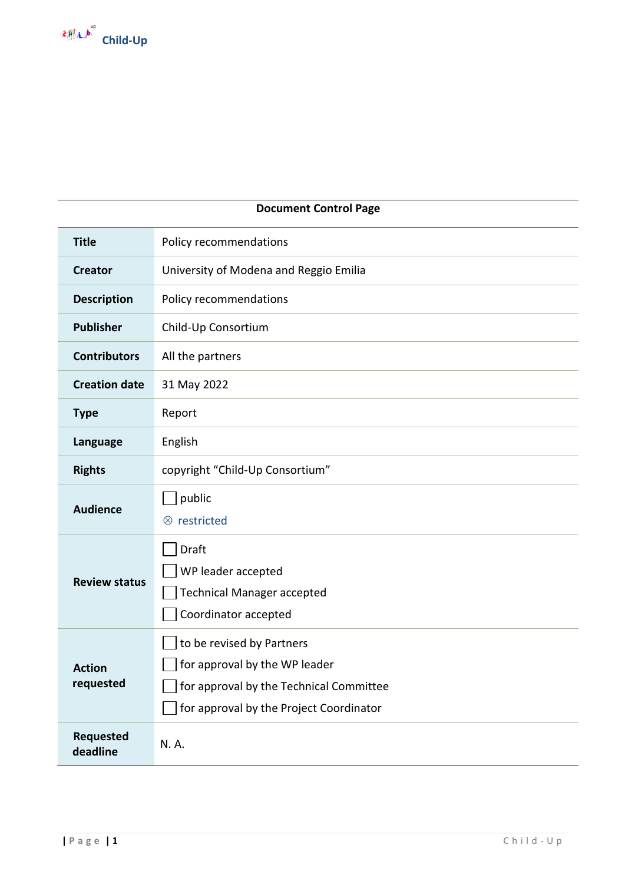**Document Control Page**

| | |
|---|---|
| **Title** | Policy recommendations |
| **Creator** | University of Modena and Reggio Emilia |
| **Description** | Policy recommendations |
| **Publisher** | Child-Up Consortium |
| **Contributors** | All the partners |
| **Creation date** | 31 May 2022 |
| **Type** | Report |
| **Language** | English |
| **Rights** | copyright "Child-Up Consortium" |
| **Audience** | ☐ public<br>⊗ restricted |
| **Review status** | ☐ Draft<br>☐ WP leader accepted<br>☐ Technical Manager accepted<br>☐ Coordinator accepted |
| **Action requested** | ☐ to be revised by Partners<br>☐ for approval by the WP leader<br>☐ for approval by the Technical Committee<br>☐ for approval by the Project Coordinator |
| **Requested deadline** | N. A. |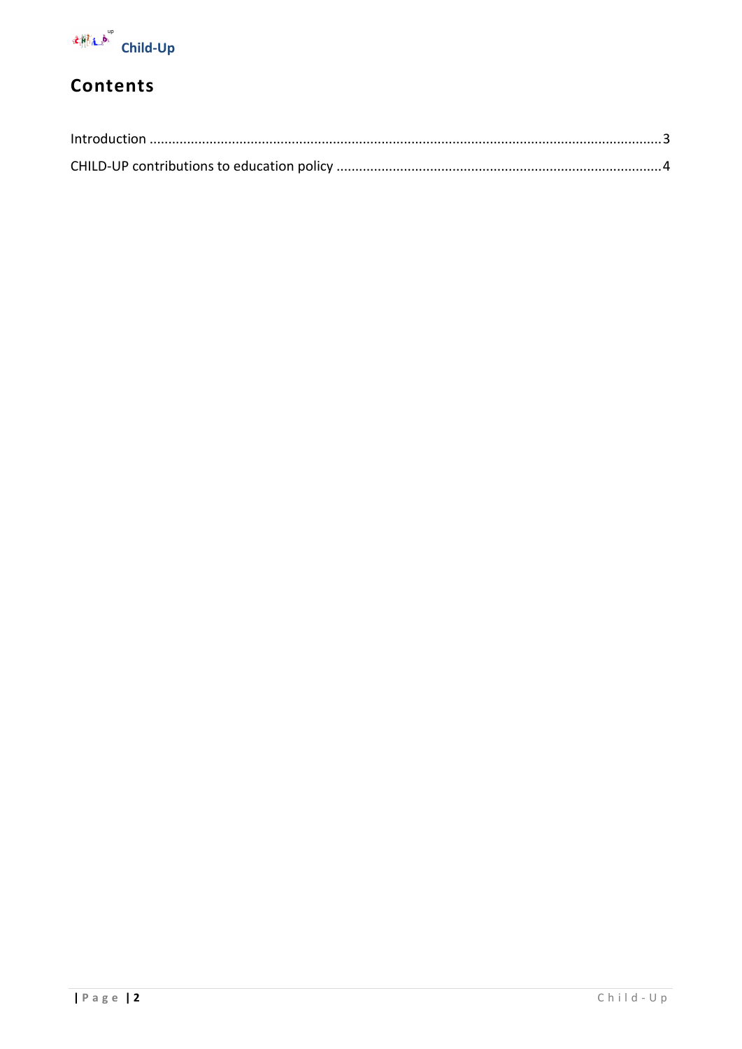# Contents

Introduction ....................................................................................................................................3

CHILD-UP contributions to education policy ...................................................................................4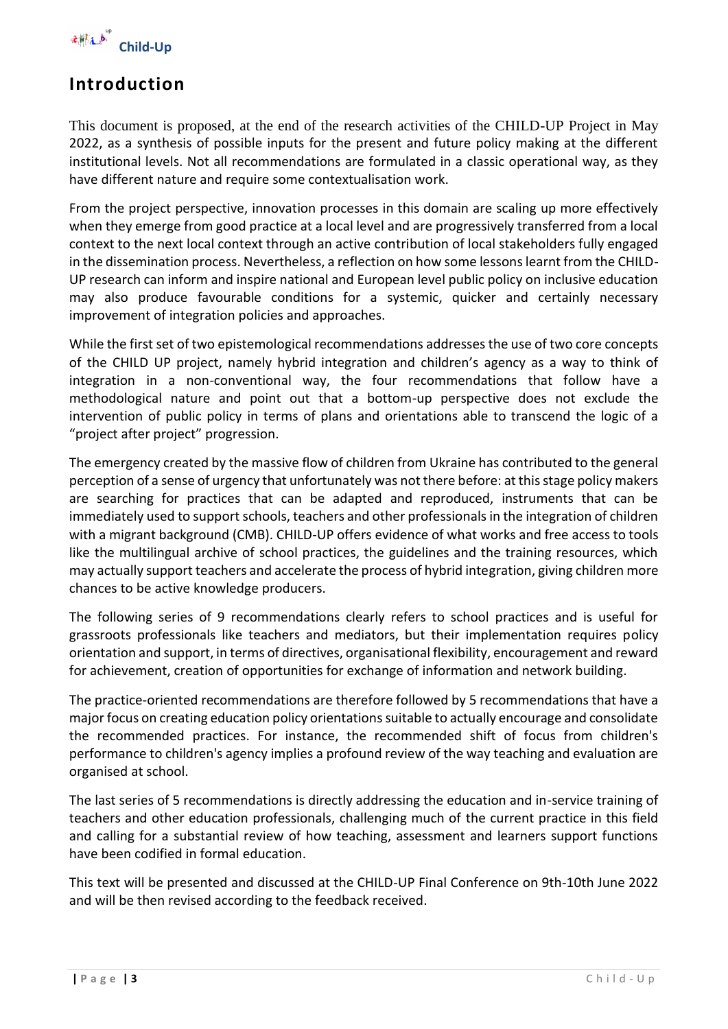# Introduction

This document is proposed, at the end of the research activities of the CHILD-UP Project in May 2022, as a synthesis of possible inputs for the present and future policy making at the different institutional levels. Not all recommendations are formulated in a classic operational way, as they have different nature and require some contextualisation work.

From the project perspective, innovation processes in this domain are scaling up more effectively when they emerge from good practice at a local level and are progressively transferred from a local context to the next local context through an active contribution of local stakeholders fully engaged in the dissemination process. Nevertheless, a reflection on how some lessons learnt from the CHILD-UP research can inform and inspire national and European level public policy on inclusive education may also produce favourable conditions for a systemic, quicker and certainly necessary improvement of integration policies and approaches.

While the first set of two epistemological recommendations addresses the use of two core concepts of the CHILD UP project, namely hybrid integration and children's agency as a way to think of integration in a non-conventional way, the four recommendations that follow have a methodological nature and point out that a bottom-up perspective does not exclude the intervention of public policy in terms of plans and orientations able to transcend the logic of a "project after project" progression.

The emergency created by the massive flow of children from Ukraine has contributed to the general perception of a sense of urgency that unfortunately was not there before: at this stage policy makers are searching for practices that can be adapted and reproduced, instruments that can be immediately used to support schools, teachers and other professionals in the integration of children with a migrant background (CMB). CHILD-UP offers evidence of what works and free access to tools like the multilingual archive of school practices, the guidelines and the training resources, which may actually support teachers and accelerate the process of hybrid integration, giving children more chances to be active knowledge producers.

The following series of 9 recommendations clearly refers to school practices and is useful for grassroots professionals like teachers and mediators, but their implementation requires policy orientation and support, in terms of directives, organisational flexibility, encouragement and reward for achievement, creation of opportunities for exchange of information and network building.

The practice-oriented recommendations are therefore followed by 5 recommendations that have a major focus on creating education policy orientations suitable to actually encourage and consolidate the recommended practices. For instance, the recommended shift of focus from children's performance to children's agency implies a profound review of the way teaching and evaluation are organised at school.

The last series of 5 recommendations is directly addressing the education and in-service training of teachers and other education professionals, challenging much of the current practice in this field and calling for a substantial review of how teaching, assessment and learners support functions have been codified in formal education.

This text will be presented and discussed at the CHILD-UP Final Conference on 9th-10th June 2022 and will be then revised according to the feedback received.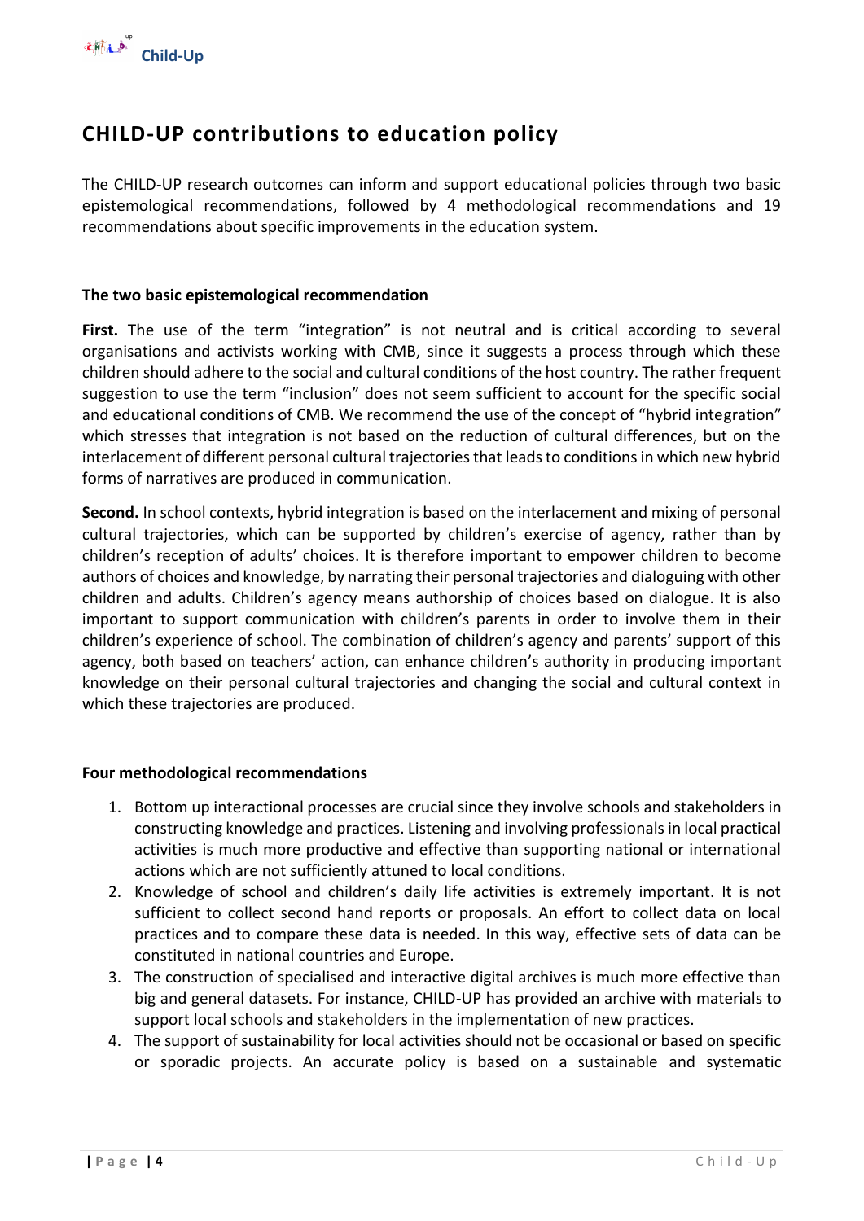# CHILD-UP contributions to education policy

The CHILD-UP research outcomes can inform and support educational policies through two basic epistemological recommendations, followed by 4 methodological recommendations and 19 recommendations about specific improvements in the education system.

**The two basic epistemological recommendation**

**First.** The use of the term "integration" is not neutral and is critical according to several organisations and activists working with CMB, since it suggests a process through which these children should adhere to the social and cultural conditions of the host country. The rather frequent suggestion to use the term "inclusion" does not seem sufficient to account for the specific social and educational conditions of CMB. We recommend the use of the concept of "hybrid integration" which stresses that integration is not based on the reduction of cultural differences, but on the interlacement of different personal cultural trajectories that leads to conditions in which new hybrid forms of narratives are produced in communication.

**Second.** In school contexts, hybrid integration is based on the interlacement and mixing of personal cultural trajectories, which can be supported by children's exercise of agency, rather than by children's reception of adults' choices. It is therefore important to empower children to become authors of choices and knowledge, by narrating their personal trajectories and dialoguing with other children and adults. Children's agency means authorship of choices based on dialogue. It is also important to support communication with children's parents in order to involve them in their children's experience of school. The combination of children's agency and parents' support of this agency, both based on teachers' action, can enhance children's authority in producing important knowledge on their personal cultural trajectories and changing the social and cultural context in which these trajectories are produced.

**Four methodological recommendations**

1. Bottom up interactional processes are crucial since they involve schools and stakeholders in constructing knowledge and practices. Listening and involving professionals in local practical activities is much more productive and effective than supporting national or international actions which are not sufficiently attuned to local conditions.
2. Knowledge of school and children's daily life activities is extremely important. It is not sufficient to collect second hand reports or proposals. An effort to collect data on local practices and to compare these data is needed. In this way, effective sets of data can be constituted in national countries and Europe.
3. The construction of specialised and interactive digital archives is much more effective than big and general datasets. For instance, CHILD-UP has provided an archive with materials to support local schools and stakeholders in the implementation of new practices.
4. The support of sustainability for local activities should not be occasional or based on specific or sporadic projects. An accurate policy is based on a sustainable and systematic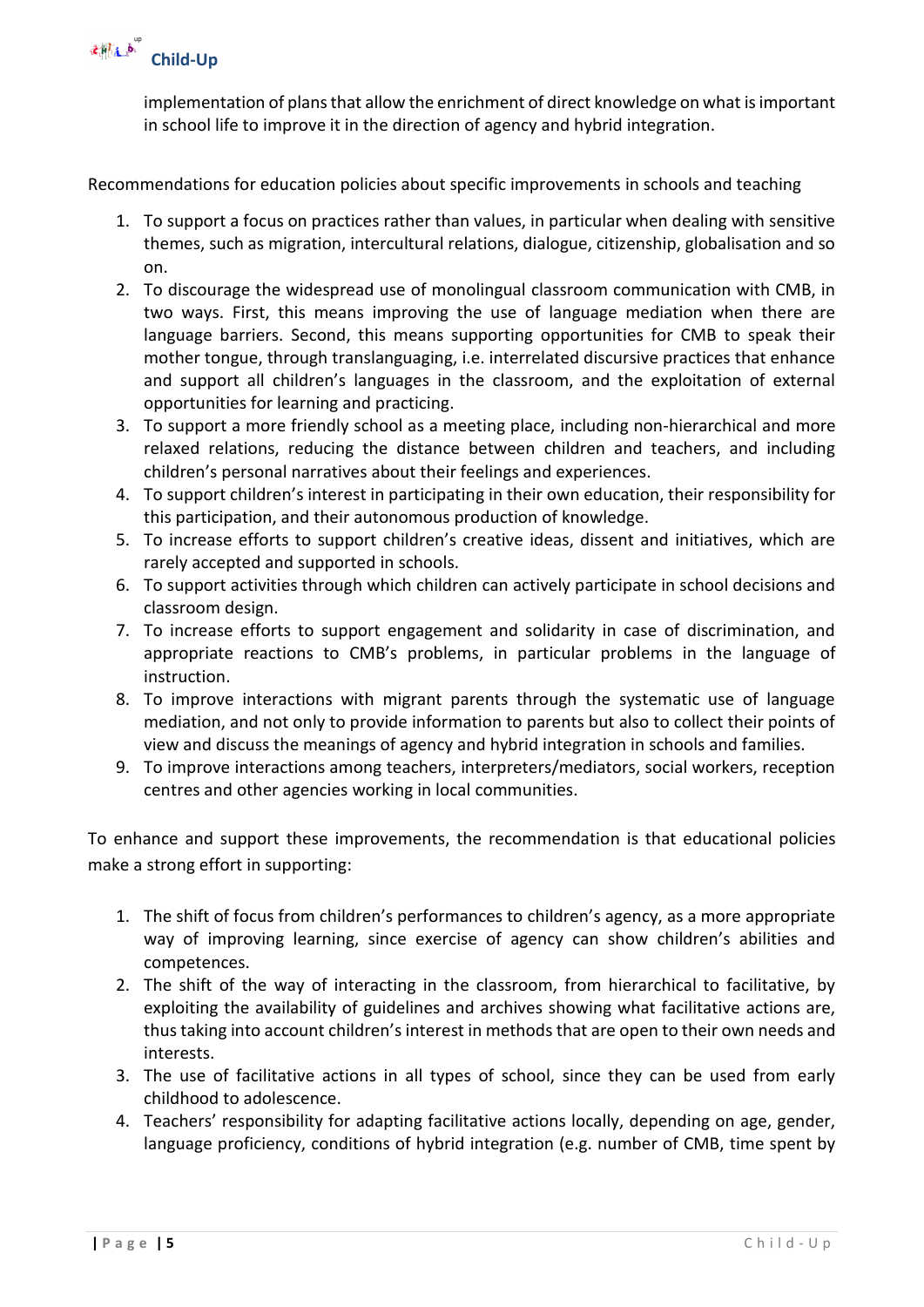implementation of plans that allow the enrichment of direct knowledge on what is important in school life to improve it in the direction of agency and hybrid integration.

Recommendations for education policies about specific improvements in schools and teaching

1. To support a focus on practices rather than values, in particular when dealing with sensitive themes, such as migration, intercultural relations, dialogue, citizenship, globalisation and so on.
2. To discourage the widespread use of monolingual classroom communication with CMB, in two ways. First, this means improving the use of language mediation when there are language barriers. Second, this means supporting opportunities for CMB to speak their mother tongue, through translanguaging, i.e. interrelated discursive practices that enhance and support all children's languages in the classroom, and the exploitation of external opportunities for learning and practicing.
3. To support a more friendly school as a meeting place, including non-hierarchical and more relaxed relations, reducing the distance between children and teachers, and including children's personal narratives about their feelings and experiences.
4. To support children's interest in participating in their own education, their responsibility for this participation, and their autonomous production of knowledge.
5. To increase efforts to support children's creative ideas, dissent and initiatives, which are rarely accepted and supported in schools.
6. To support activities through which children can actively participate in school decisions and classroom design.
7. To increase efforts to support engagement and solidarity in case of discrimination, and appropriate reactions to CMB's problems, in particular problems in the language of instruction.
8. To improve interactions with migrant parents through the systematic use of language mediation, and not only to provide information to parents but also to collect their points of view and discuss the meanings of agency and hybrid integration in schools and families.
9. To improve interactions among teachers, interpreters/mediators, social workers, reception centres and other agencies working in local communities.

To enhance and support these improvements, the recommendation is that educational policies make a strong effort in supporting:

1. The shift of focus from children's performances to children's agency, as a more appropriate way of improving learning, since exercise of agency can show children's abilities and competences.
2. The shift of the way of interacting in the classroom, from hierarchical to facilitative, by exploiting the availability of guidelines and archives showing what facilitative actions are, thus taking into account children's interest in methods that are open to their own needs and interests.
3. The use of facilitative actions in all types of school, since they can be used from early childhood to adolescence.
4. Teachers' responsibility for adapting facilitative actions locally, depending on age, gender, language proficiency, conditions of hybrid integration (e.g. number of CMB, time spent by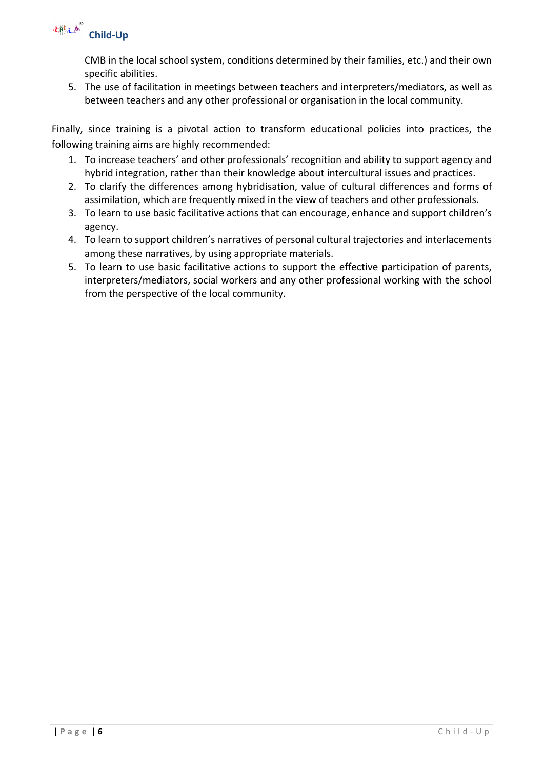CMB in the local school system, conditions determined by their families, etc.) and their own specific abilities.

5. The use of facilitation in meetings between teachers and interpreters/mediators, as well as between teachers and any other professional or organisation in the local community.

Finally, since training is a pivotal action to transform educational policies into practices, the following training aims are highly recommended:

1. To increase teachers' and other professionals' recognition and ability to support agency and hybrid integration, rather than their knowledge about intercultural issues and practices.
2. To clarify the differences among hybridisation, value of cultural differences and forms of assimilation, which are frequently mixed in the view of teachers and other professionals.
3. To learn to use basic facilitative actions that can encourage, enhance and support children's agency.
4. To learn to support children's narratives of personal cultural trajectories and interlacements among these narratives, by using appropriate materials.
5. To learn to use basic facilitative actions to support the effective participation of parents, interpreters/mediators, social workers and any other professional working with the school from the perspective of the local community.